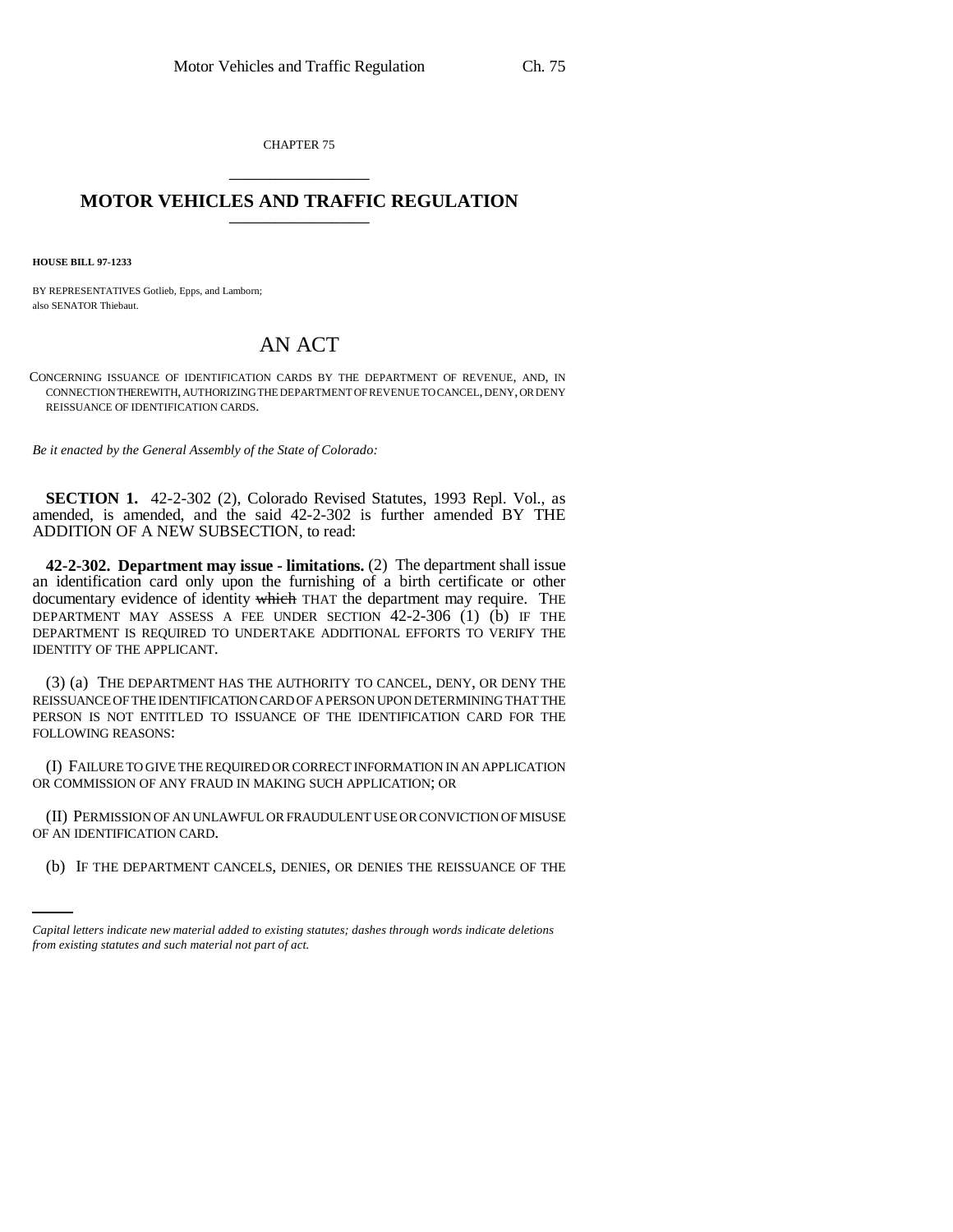CHAPTER 75

# MOTOR VEHICLES AND TRAFFIC REGULATION

**HOUSE BILL 97-1233**

BY REPRESENTATIVES Gotlieb, Epps, and Lamborn;
also SENATOR Thiebaut.

# AN ACT

CONCERNING ISSUANCE OF IDENTIFICATION CARDS BY THE DEPARTMENT OF REVENUE, AND, IN CONNECTION THEREWITH, AUTHORIZING THE DEPARTMENT OF REVENUE TO CANCEL, DENY, OR DENY REISSUANCE OF IDENTIFICATION CARDS.

*Be it enacted by the General Assembly of the State of Colorado:*

**SECTION 1.** 42-2-302 (2), Colorado Revised Statutes, 1993 Repl. Vol., as amended, is amended, and the said 42-2-302 is further amended BY THE ADDITION OF A NEW SUBSECTION, to read:

**42-2-302. Department may issue - limitations.** (2) The department shall issue an identification card only upon the furnishing of a birth certificate or other documentary evidence of identity ~~which~~ THAT the department may require. THE DEPARTMENT MAY ASSESS A FEE UNDER SECTION 42-2-306 (1) (b) IF THE DEPARTMENT IS REQUIRED TO UNDERTAKE ADDITIONAL EFFORTS TO VERIFY THE IDENTITY OF THE APPLICANT.

(3) (a) THE DEPARTMENT HAS THE AUTHORITY TO CANCEL, DENY, OR DENY THE REISSUANCE OF THE IDENTIFICATION CARD OF A PERSON UPON DETERMINING THAT THE PERSON IS NOT ENTITLED TO ISSUANCE OF THE IDENTIFICATION CARD FOR THE FOLLOWING REASONS:

(I) FAILURE TO GIVE THE REQUIRED OR CORRECT INFORMATION IN AN APPLICATION OR COMMISSION OF ANY FRAUD IN MAKING SUCH APPLICATION; OR

(II) PERMISSION OF AN UNLAWFUL OR FRAUDULENT USE OR CONVICTION OF MISUSE OF AN IDENTIFICATION CARD.

(b) IF THE DEPARTMENT CANCELS, DENIES, OR DENIES THE REISSUANCE OF THE

*Capital letters indicate new material added to existing statutes; dashes through words indicate deletions from existing statutes and such material not part of act.*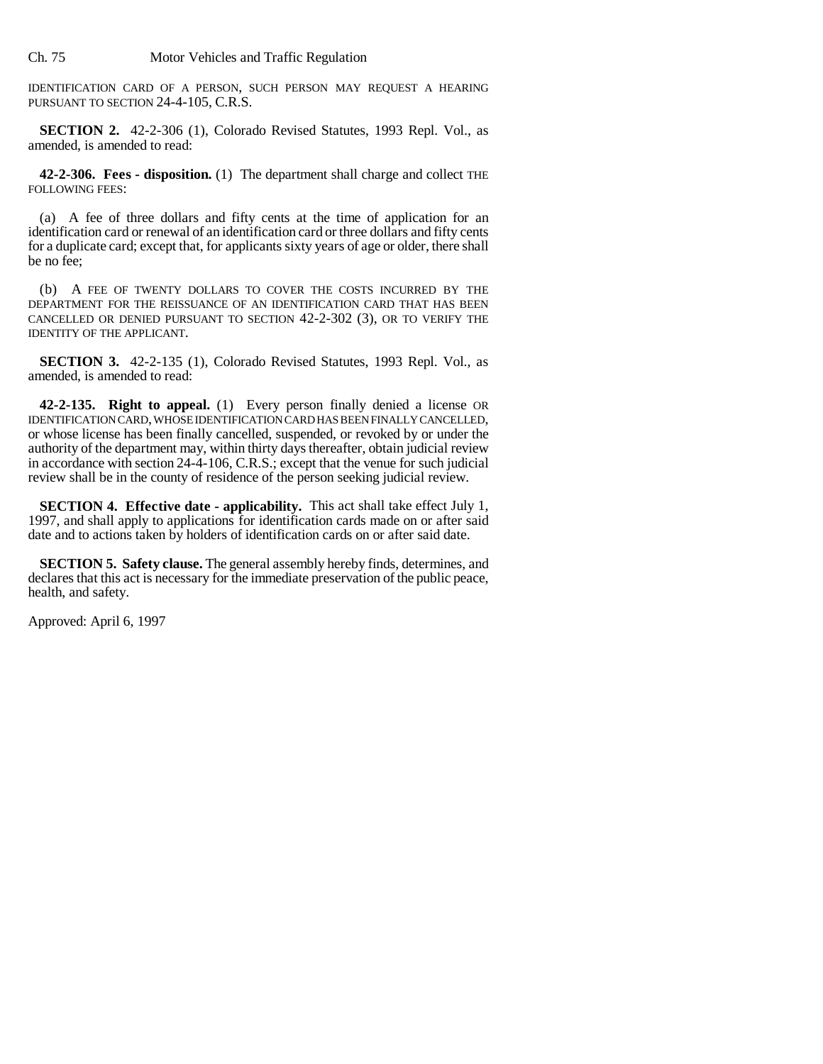IDENTIFICATION CARD OF A PERSON, SUCH PERSON MAY REQUEST A HEARING PURSUANT TO SECTION 24-4-105, C.R.S.

**SECTION 2.** 42-2-306 (1), Colorado Revised Statutes, 1993 Repl. Vol., as amended, is amended to read:

**42-2-306. Fees - disposition.** (1) The department shall charge and collect THE FOLLOWING FEES:

(a) A fee of three dollars and fifty cents at the time of application for an identification card or renewal of an identification card or three dollars and fifty cents for a duplicate card; except that, for applicants sixty years of age or older, there shall be no fee;

(b) A FEE OF TWENTY DOLLARS TO COVER THE COSTS INCURRED BY THE DEPARTMENT FOR THE REISSUANCE OF AN IDENTIFICATION CARD THAT HAS BEEN CANCELLED OR DENIED PURSUANT TO SECTION 42-2-302 (3), OR TO VERIFY THE IDENTITY OF THE APPLICANT.

**SECTION 3.** 42-2-135 (1), Colorado Revised Statutes, 1993 Repl. Vol., as amended, is amended to read:

**42-2-135. Right to appeal.** (1) Every person finally denied a license OR IDENTIFICATION CARD, WHOSE IDENTIFICATION CARD HAS BEEN FINALLY CANCELLED, or whose license has been finally cancelled, suspended, or revoked by or under the authority of the department may, within thirty days thereafter, obtain judicial review in accordance with section 24-4-106, C.R.S.; except that the venue for such judicial review shall be in the county of residence of the person seeking judicial review.

**SECTION 4. Effective date - applicability.** This act shall take effect July 1, 1997, and shall apply to applications for identification cards made on or after said date and to actions taken by holders of identification cards on or after said date.

**SECTION 5. Safety clause.** The general assembly hereby finds, determines, and declares that this act is necessary for the immediate preservation of the public peace, health, and safety.

Approved: April 6, 1997